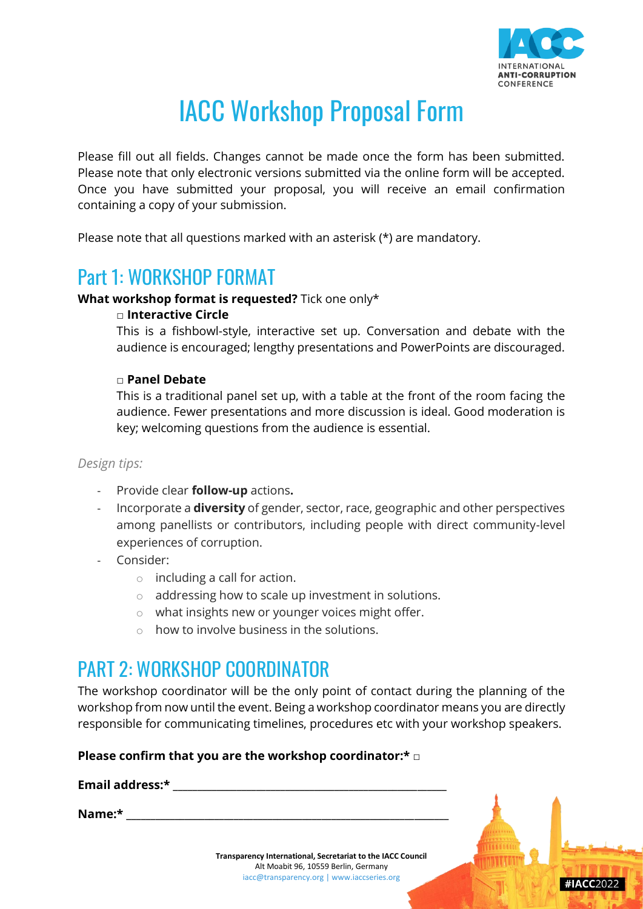# IACC Workshop Proposal Form

Please fill out all fields. Changes cannot be made once the form has been submitted. Please note that only electronic versions submitted via the online form will be accepted. Once you have submitted your proposal, you will receive an email confirmation containing a copy of your submission.

Please note that all questions marked with an asterisk (*) are mandatory.

## Part 1: WORKSHOP FORMAT

**What workshop format is requested?** Tick one only*

□ **Interactive Circle**
This is a fishbowl-style, interactive set up. Conversation and debate with the audience is encouraged; lengthy presentations and PowerPoints are discouraged.

□ **Panel Debate**
This is a traditional panel set up, with a table at the front of the room facing the audience. Fewer presentations and more discussion is ideal. Good moderation is key; welcoming questions from the audience is essential.

*Design tips:*

- Provide clear **follow-up** actions**.**
- Incorporate a **diversity** of gender, sector, race, geographic and other perspectives among panellists or contributors, including people with direct community-level experiences of corruption.
- Consider:
  - including a call for action.
  - addressing how to scale up investment in solutions.
  - what insights new or younger voices might offer.
  - how to involve business in the solutions.

## PART 2: WORKSHOP COORDINATOR

The workshop coordinator will be the only point of contact during the planning of the workshop from now until the event. Being a workshop coordinator means you are directly responsible for communicating timelines, procedures etc with your workshop speakers.

**Please confirm that you are the workshop coordinator:*** □

**Email address:*** ______________________________________________

**Name:*** ______________________________________________________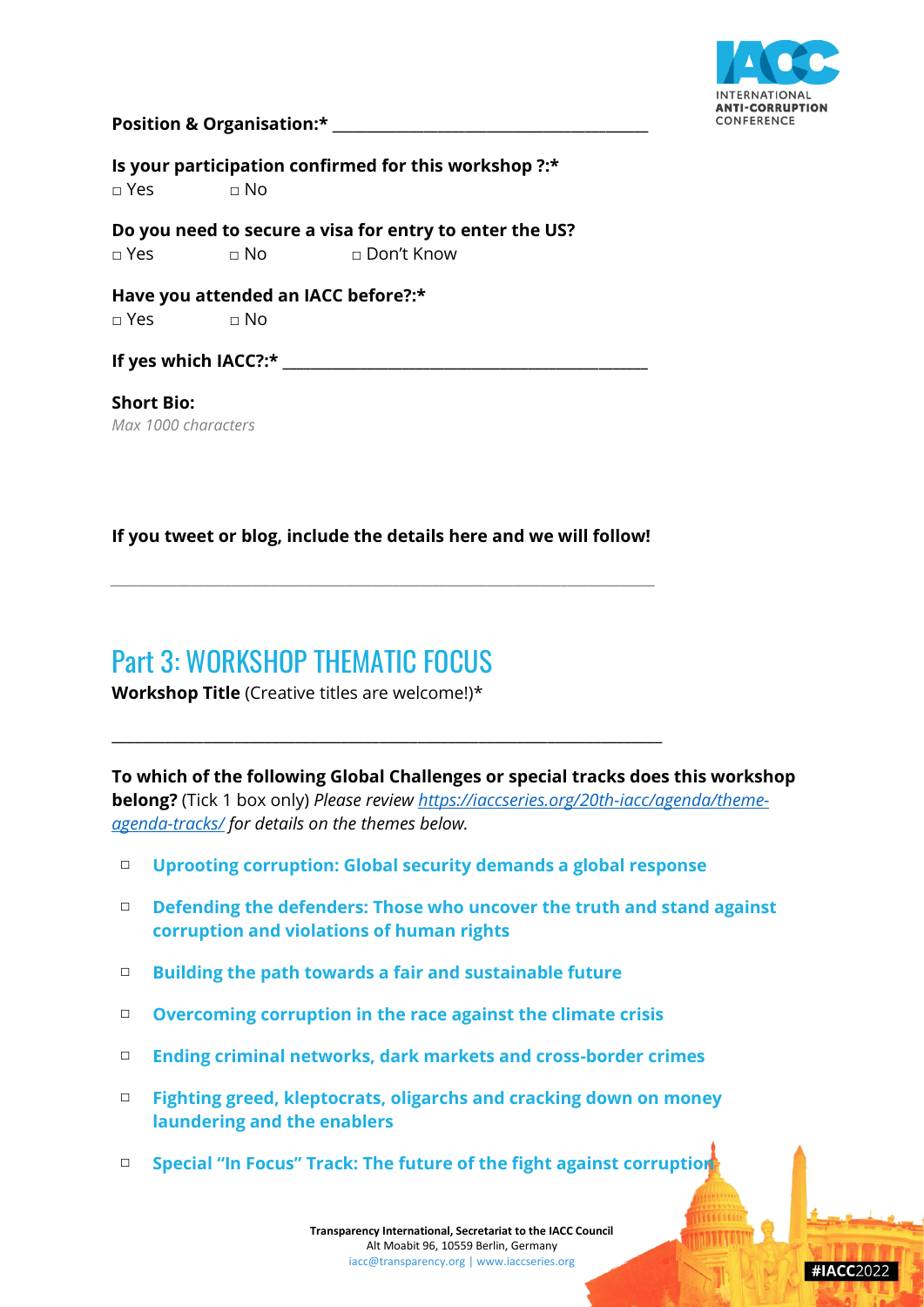**Position & Organisation:*** ______________________________________

**Is your participation confirmed for this workshop ?:***

□ Yes □ No

**Do you need to secure a visa for entry to enter the US?**

□ Yes □ No □ Don't Know

**Have you attended an IACC before?:***

□ Yes □ No

**If yes which IACC?:*** ___________________________________________

**Short Bio:**

*Max 1000 characters*

**If you tweet or blog, include the details here and we will follow!**

______________________________________________________________

## Part 3: WORKSHOP THEMATIC FOCUS

**Workshop Title** (Creative titles are welcome!)*

______________________________________________________________

**To which of the following Global Challenges or special tracks does this workshop belong?** (Tick 1 box only) *Please review [https://iaccseries.org/20th-iacc/agenda/theme-agenda-tracks/](https://iaccseries.org/20th-iacc/agenda/theme-agenda-tracks/) for details on the themes below.*

- □ **Uprooting corruption: Global security demands a global response**
- □ **Defending the defenders: Those who uncover the truth and stand against corruption and violations of human rights**
- □ **Building the path towards a fair and sustainable future**
- □ **Overcoming corruption in the race against the climate crisis**
- □ **Ending criminal networks, dark markets and cross-border crimes**
- □ **Fighting greed, kleptocrats, oligarchs and cracking down on money laundering and the enablers**
- □ **Special "In Focus" Track: The future of the fight against corruption**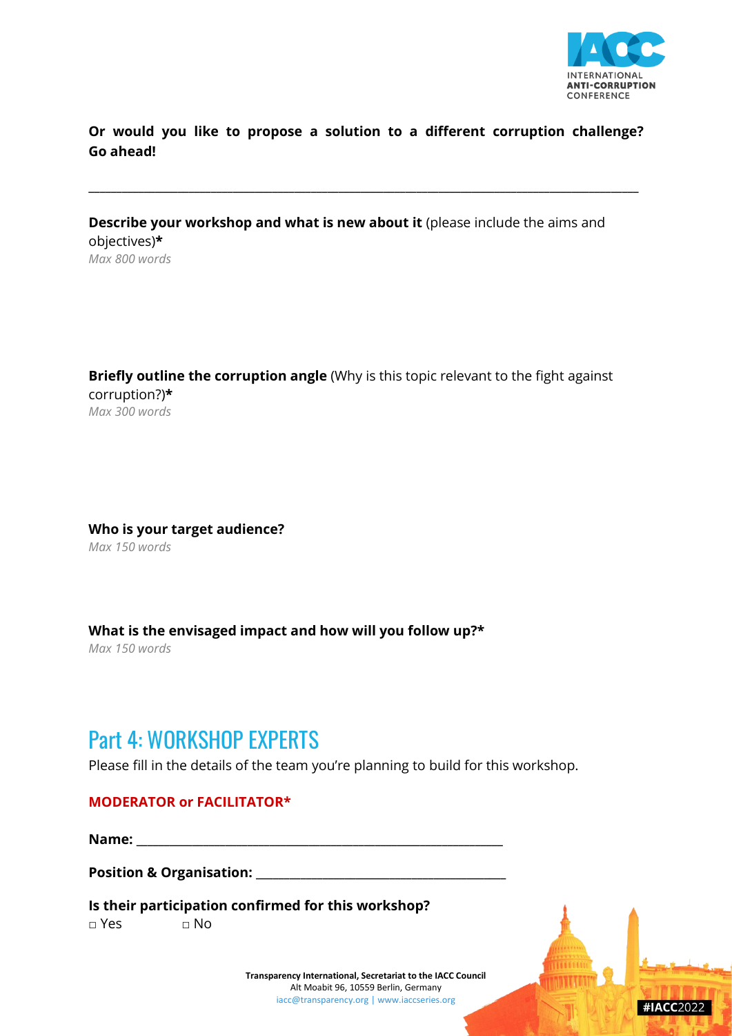**Or would you like to propose a solution to a different corruption challenge? Go ahead!**

---

**Describe your workshop and what is new about it** (please include the aims and objectives)**\***
*Max 800 words*

**Briefly outline the corruption angle** (Why is this topic relevant to the fight against corruption?)**\***
*Max 300 words*

**Who is your target audience?**
*Max 150 words*

**What is the envisaged impact and how will you follow up?\***
*Max 150 words*

## Part 4: WORKSHOP EXPERTS

Please fill in the details of the team you're planning to build for this workshop.

**MODERATOR or FACILITATOR\***

**Name:** ____________________________________________________

**Position & Organisation:** ______________________________________

**Is their participation confirmed for this workshop?**

□ Yes □ No

**Transparency International, Secretariat to the IACC Council**
Alt Moabit 96, 10559 Berlin, Germany
iacc@transparency.org | www.iaccseries.org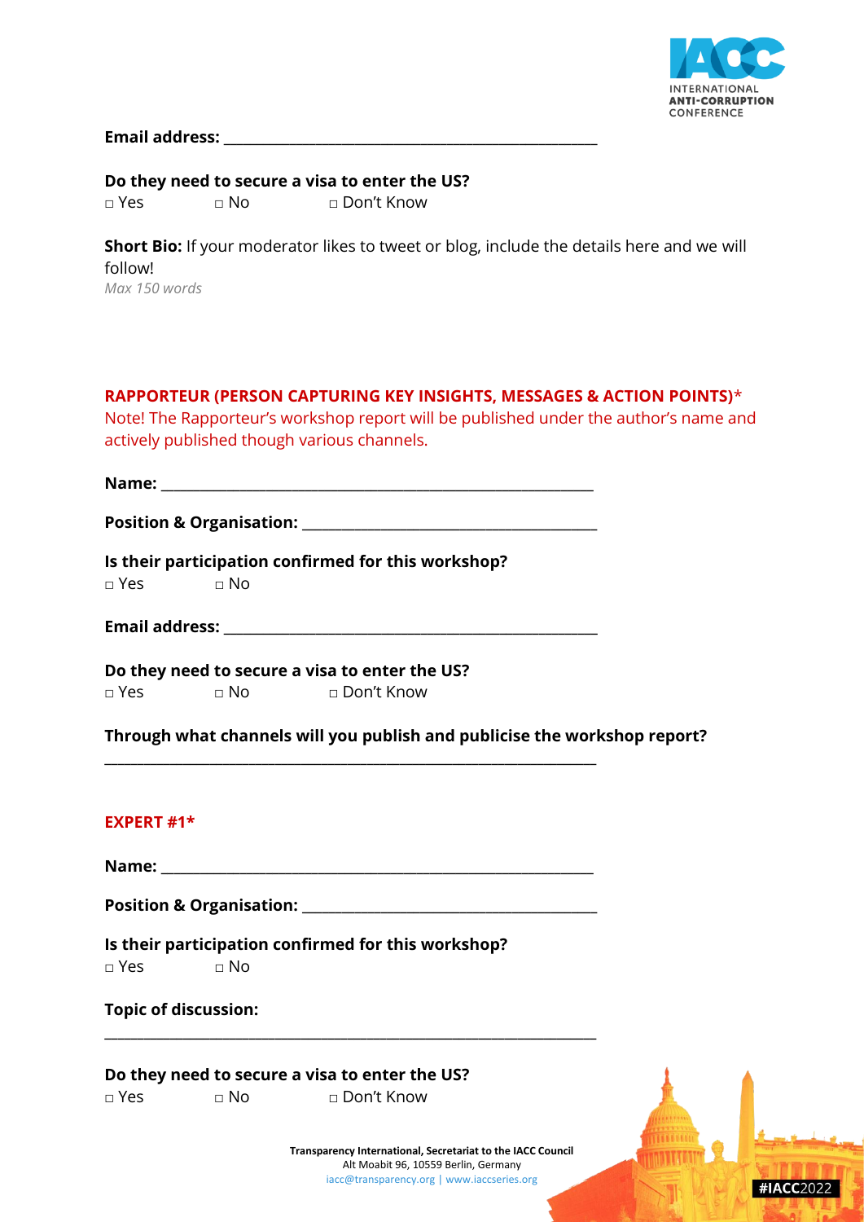**Email address:** ______________________________________________

**Do they need to secure a visa to enter the US?**
□ Yes □ No □ Don't Know

**Short Bio:** If your moderator likes to tweet or blog, include the details here and we will follow!
*Max 150 words*

## RAPPORTEUR (PERSON CAPTURING KEY INSIGHTS, MESSAGES & ACTION POINTS)*

Note! The Rapporteur's workshop report will be published under the author's name and actively published though various channels.

**Name:** ______________________________________________

**Position & Organisation:** ______________________________________________

**Is their participation confirmed for this workshop?**
□ Yes □ No

**Email address:** ______________________________________________

**Do they need to secure a visa to enter the US?**
□ Yes □ No □ Don't Know

**Through what channels will you publish and publicise the workshop report?**
______________________________________________

## EXPERT #1*

**Name:** ______________________________________________

**Position & Organisation:** ______________________________________________

**Is their participation confirmed for this workshop?**
□ Yes □ No

**Topic of discussion:**
______________________________________________

**Do they need to secure a visa to enter the US?**
□ Yes □ No □ Don't Know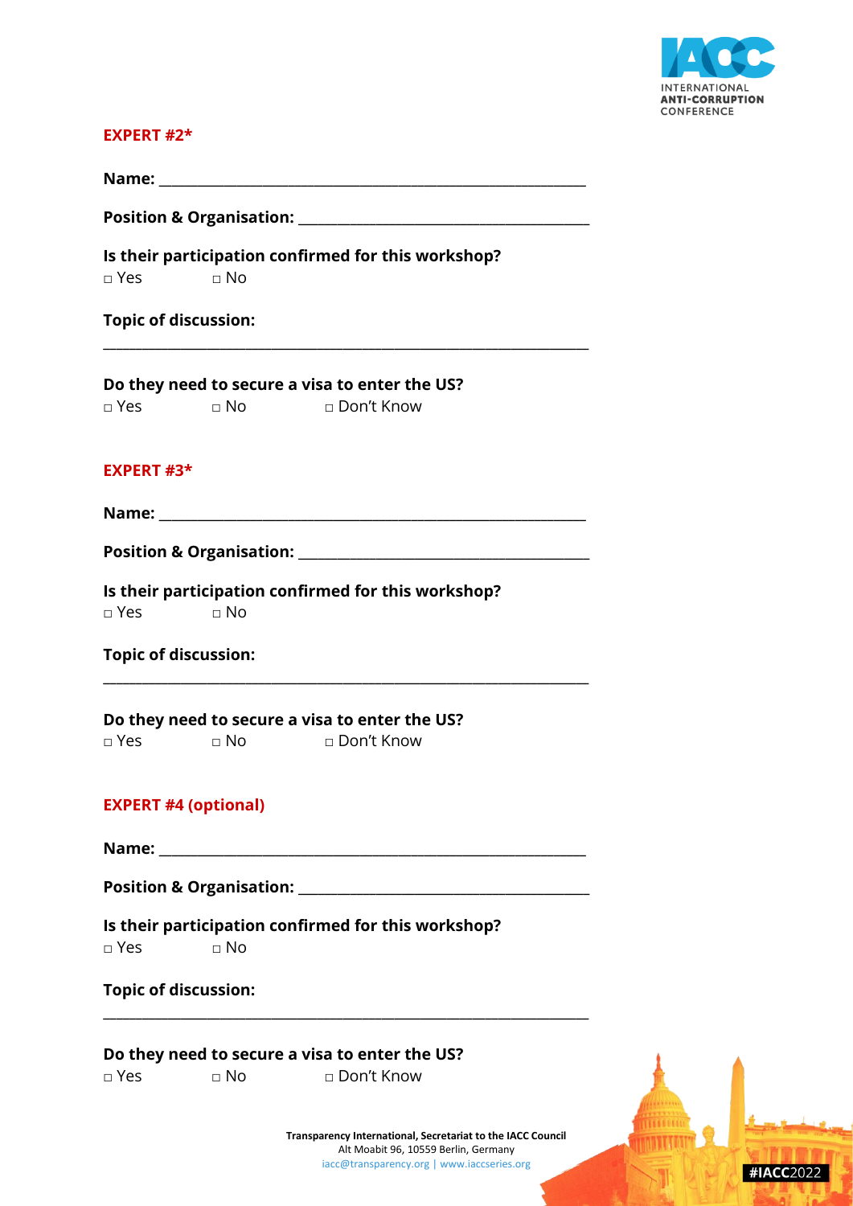**EXPERT #2***

**Name:** ____________________________________________________

**Position & Organisation:** ___________________________________

**Is their participation confirmed for this workshop?**
□ Yes □ No

**Topic of discussion:**

_____________________________________________________________

**Do they need to secure a visa to enter the US?**
□ Yes □ No □ Don't Know

**EXPERT #3***

**Name:** ____________________________________________________

**Position & Organisation:** ___________________________________

**Is their participation confirmed for this workshop?**
□ Yes □ No

**Topic of discussion:**

_____________________________________________________________

**Do they need to secure a visa to enter the US?**
□ Yes □ No □ Don't Know

**EXPERT #4 (optional)**

**Name:** ____________________________________________________

**Position & Organisation:** ___________________________________

**Is their participation confirmed for this workshop?**
□ Yes □ No

**Topic of discussion:**

_____________________________________________________________

**Do they need to secure a visa to enter the US?**
□ Yes □ No □ Don't Know

**Transparency International, Secretariat to the IACC Council**
Alt Moabit 96, 10559 Berlin, Germany
iacc@transparency.org | www.iaccseries.org

#IACC2022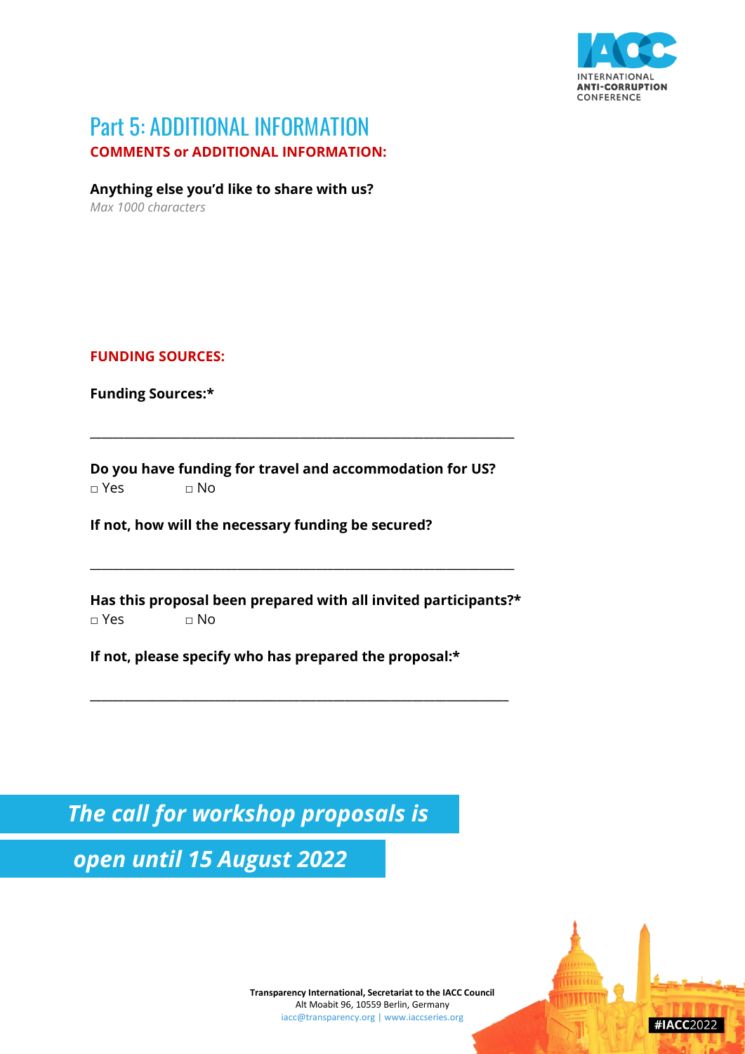## Part 5: ADDITIONAL INFORMATION

**COMMENTS or ADDITIONAL INFORMATION:**

**Anything else you'd like to share with us?**
*Max 1000 characters*

**FUNDING SOURCES:**

**Funding Sources:***

_______________________________________________________________

**Do you have funding for travel and accommodation for US?**
□ Yes □ No

**If not, how will the necessary funding be secured?**

_______________________________________________________________

**Has this proposal been prepared with all invited participants?***
□ Yes □ No

**If not, please specify who has prepared the proposal:***

_______________________________________________________________

***The call for workshop proposals is open until 15 August 2022***

**Transparency International, Secretariat to the IACC Council**
Alt Moabit 96, 10559 Berlin, Germany
iacc@transparency.org | www.iaccseries.org

#IACC2022